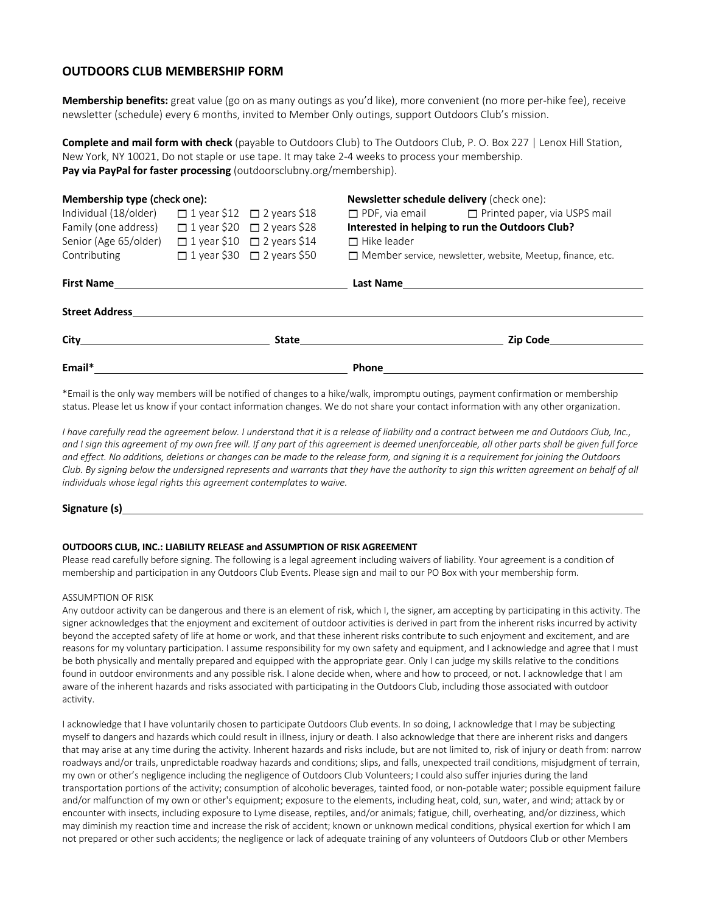## OUTDOORS CLUB MEMBERSHIP FORM

**Membership benefits:** great value (go on as many outings as you'd like), more convenient (no more per-hike fee), receive newsletter (schedule) every 6 months, invited to Member Only outings, support Outdoors Club's mission.

**Complete and mail form with check** (payable to Outdoors Club) to The Outdoors Club, P. O. Box 227 | Lenox Hill Station, New York, NY 10021. Do not staple or use tape. It may take 2-4 weeks to process your membership.
**Pay via PayPal for faster processing** (outdoorsclubny.org/membership).

**Membership type (check one):**

| | | |
|---|---|---|
| Individual (18/older) | ☐ 1 year $12 | ☐ 2 years $18 |
| Family (one address) | ☐ 1 year $20 | ☐ 2 years $28 |
| Senior (Age 65/older) | ☐ 1 year $10 | ☐ 2 years $14 |
| Contributing | ☐ 1 year $30 | ☐ 2 years $50 |

**Newsletter schedule delivery** (check one):
☐ PDF, via email ☐ Printed paper, via USPS mail

**Interested in helping to run the Outdoors Club?**
☐ Hike leader
☐ Member service, newsletter, website, Meetup, finance, etc.

**First Name** ______________________ **Last Name** ______________________

**Street Address** ______________________________________________

**City** ______________ **State** ______________ **Zip Code** ______________

**Email*** ______________________ **Phone** ______________________

*Email is the only way members will be notified of changes to a hike/walk, impromptu outings, payment confirmation or membership status. Please let us know if your contact information changes. We do not share your contact information with any other organization.

*I have carefully read the agreement below. I understand that it is a release of liability and a contract between me and Outdoors Club, Inc., and I sign this agreement of my own free will. If any part of this agreement is deemed unenforceable, all other parts shall be given full force and effect. No additions, deletions or changes can be made to the release form, and signing it is a requirement for joining the Outdoors Club. By signing below the undersigned represents and warrants that they have the authority to sign this written agreement on behalf of all individuals whose legal rights this agreement contemplates to waive.*

**Signature (s)** ______________________________________________

### OUTDOORS CLUB, INC.: LIABILITY RELEASE and ASSUMPTION OF RISK AGREEMENT

Please read carefully before signing. The following is a legal agreement including waivers of liability. Your agreement is a condition of membership and participation in any Outdoors Club Events. Please sign and mail to our PO Box with your membership form.

ASSUMPTION OF RISK

Any outdoor activity can be dangerous and there is an element of risk, which I, the signer, am accepting by participating in this activity. The signer acknowledges that the enjoyment and excitement of outdoor activities is derived in part from the inherent risks incurred by activity beyond the accepted safety of life at home or work, and that these inherent risks contribute to such enjoyment and excitement, and are reasons for my voluntary participation. I assume responsibility for my own safety and equipment, and I acknowledge and agree that I must be both physically and mentally prepared and equipped with the appropriate gear. Only I can judge my skills relative to the conditions found in outdoor environments and any possible risk. I alone decide when, where and how to proceed, or not. I acknowledge that I am aware of the inherent hazards and risks associated with participating in the Outdoors Club, including those associated with outdoor activity.

I acknowledge that I have voluntarily chosen to participate Outdoors Club events. In so doing, I acknowledge that I may be subjecting myself to dangers and hazards which could result in illness, injury or death. I also acknowledge that there are inherent risks and dangers that may arise at any time during the activity. Inherent hazards and risks include, but are not limited to, risk of injury or death from: narrow roadways and/or trails, unpredictable roadway hazards and conditions; slips, and falls, unexpected trail conditions, misjudgment of terrain, my own or other's negligence including the negligence of Outdoors Club Volunteers; I could also suffer injuries during the land transportation portions of the activity; consumption of alcoholic beverages, tainted food, or non-potable water; possible equipment failure and/or malfunction of my own or other's equipment; exposure to the elements, including heat, cold, sun, water, and wind; attack by or encounter with insects, including exposure to Lyme disease, reptiles, and/or animals; fatigue, chill, overheating, and/or dizziness, which may diminish my reaction time and increase the risk of accident; known or unknown medical conditions, physical exertion for which I am not prepared or other such accidents; the negligence or lack of adequate training of any volunteers of Outdoors Club or other Members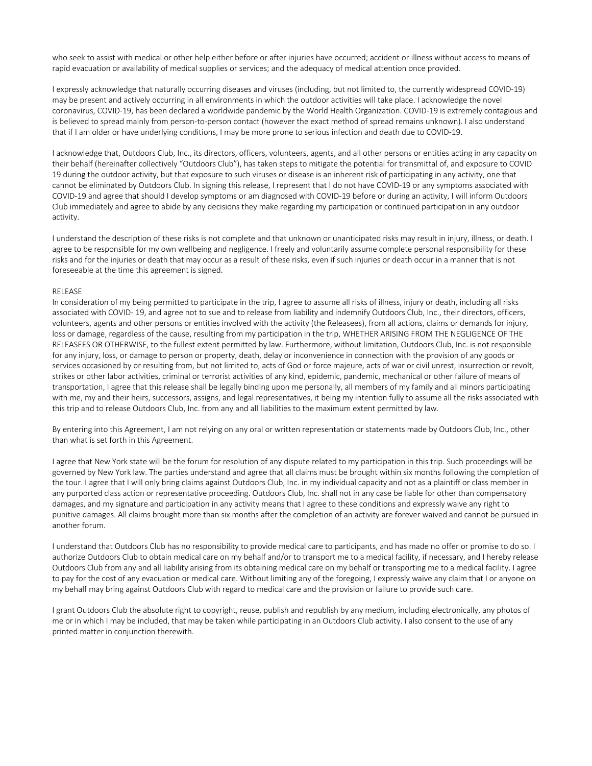who seek to assist with medical or other help either before or after injuries have occurred; accident or illness without access to means of rapid evacuation or availability of medical supplies or services; and the adequacy of medical attention once provided.

I expressly acknowledge that naturally occurring diseases and viruses (including, but not limited to, the currently widespread COVID-19) may be present and actively occurring in all environments in which the outdoor activities will take place. I acknowledge the novel coronavirus, COVID-19, has been declared a worldwide pandemic by the World Health Organization. COVID-19 is extremely contagious and is believed to spread mainly from person-to-person contact (however the exact method of spread remains unknown). I also understand that if I am older or have underlying conditions, I may be more prone to serious infection and death due to COVID-19.

I acknowledge that, Outdoors Club, Inc., its directors, officers, volunteers, agents, and all other persons or entities acting in any capacity on their behalf (hereinafter collectively "Outdoors Club"), has taken steps to mitigate the potential for transmittal of, and exposure to COVID 19 during the outdoor activity, but that exposure to such viruses or disease is an inherent risk of participating in any activity, one that cannot be eliminated by Outdoors Club. In signing this release, I represent that I do not have COVID-19 or any symptoms associated with COVID-19 and agree that should I develop symptoms or am diagnosed with COVID-19 before or during an activity, I will inform Outdoors Club immediately and agree to abide by any decisions they make regarding my participation or continued participation in any outdoor activity.

I understand the description of these risks is not complete and that unknown or unanticipated risks may result in injury, illness, or death. I agree to be responsible for my own wellbeing and negligence. I freely and voluntarily assume complete personal responsibility for these risks and for the injuries or death that may occur as a result of these risks, even if such injuries or death occur in a manner that is not foreseeable at the time this agreement is signed.

RELEASE

In consideration of my being permitted to participate in the trip, I agree to assume all risks of illness, injury or death, including all risks associated with COVID- 19, and agree not to sue and to release from liability and indemnify Outdoors Club, Inc., their directors, officers, volunteers, agents and other persons or entities involved with the activity (the Releasees), from all actions, claims or demands for injury, loss or damage, regardless of the cause, resulting from my participation in the trip, WHETHER ARISING FROM THE NEGLIGENCE OF THE RELEASEES OR OTHERWISE, to the fullest extent permitted by law. Furthermore, without limitation, Outdoors Club, Inc. is not responsible for any injury, loss, or damage to person or property, death, delay or inconvenience in connection with the provision of any goods or services occasioned by or resulting from, but not limited to, acts of God or force majeure, acts of war or civil unrest, insurrection or revolt, strikes or other labor activities, criminal or terrorist activities of any kind, epidemic, pandemic, mechanical or other failure of means of transportation, I agree that this release shall be legally binding upon me personally, all members of my family and all minors participating with me, my and their heirs, successors, assigns, and legal representatives, it being my intention fully to assume all the risks associated with this trip and to release Outdoors Club, Inc. from any and all liabilities to the maximum extent permitted by law.

By entering into this Agreement, I am not relying on any oral or written representation or statements made by Outdoors Club, Inc., other than what is set forth in this Agreement.

I agree that New York state will be the forum for resolution of any dispute related to my participation in this trip. Such proceedings will be governed by New York law. The parties understand and agree that all claims must be brought within six months following the completion of the tour. I agree that I will only bring claims against Outdoors Club, Inc. in my individual capacity and not as a plaintiff or class member in any purported class action or representative proceeding. Outdoors Club, Inc. shall not in any case be liable for other than compensatory damages, and my signature and participation in any activity means that I agree to these conditions and expressly waive any right to punitive damages. All claims brought more than six months after the completion of an activity are forever waived and cannot be pursued in another forum.

I understand that Outdoors Club has no responsibility to provide medical care to participants, and has made no offer or promise to do so. I authorize Outdoors Club to obtain medical care on my behalf and/or to transport me to a medical facility, if necessary, and I hereby release Outdoors Club from any and all liability arising from its obtaining medical care on my behalf or transporting me to a medical facility. I agree to pay for the cost of any evacuation or medical care. Without limiting any of the foregoing, I expressly waive any claim that I or anyone on my behalf may bring against Outdoors Club with regard to medical care and the provision or failure to provide such care.

I grant Outdoors Club the absolute right to copyright, reuse, publish and republish by any medium, including electronically, any photos of me or in which I may be included, that may be taken while participating in an Outdoors Club activity. I also consent to the use of any printed matter in conjunction therewith.